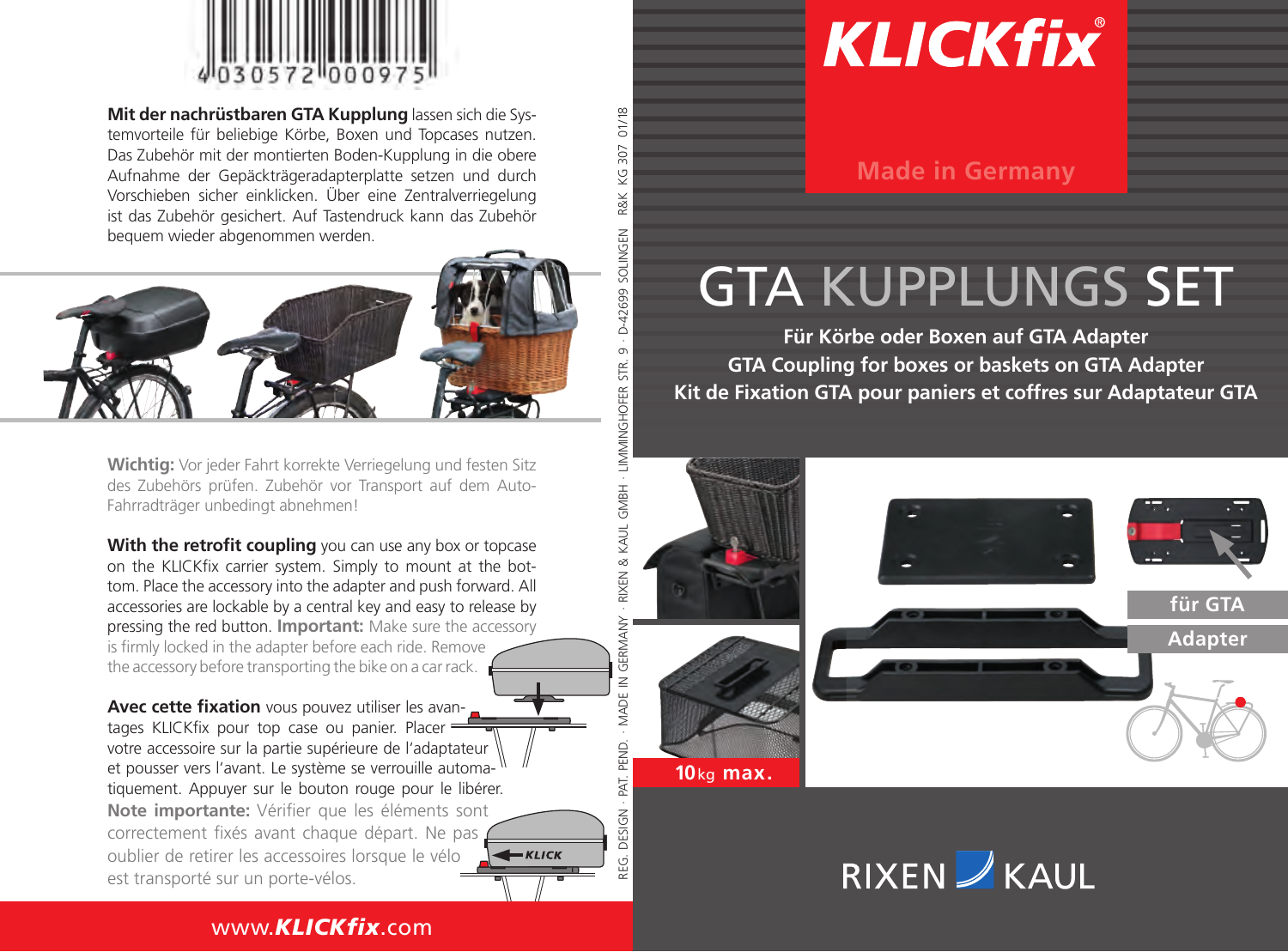4030572000975

**Mit der nachrüstbaren GTA Kupplung** lassen sich die Systemvorteile für beliebige Körbe, Boxen und Topcases nutzen. Das Zubehör mit der montierten Boden-Kupplung in die obere Aufnahme der Gepäckträgeradapterplatte setzen und durch Vorschieben sicher einklicken. Über eine Zentralverriegelung ist das Zubehör gesichert. Auf Tastendruck kann das Zubehör bequem wieder abgenommen werden.

**Wichtig:** Vor jeder Fahrt korrekte Verriegelung und festen Sitz des Zubehörs prüfen. Zubehör vor Transport auf dem Auto-Fahrradträger unbedingt abnehmen!

**With the retrofit coupling** you can use any box or topcase on the KLICKfix carrier system. Simply to mount at the bottom. Place the accessory into the adapter and push forward. All accessories are lockable by a central key and easy to release by pressing the red button. **Important:** Make sure the accessory is firmly locked in the adapter before each ride. Remove the accessory before transporting the bike on a car rack.

**Avec cette fixation** vous pouvez utiliser les avantages KLICKfix pour top case ou panier. Placer votre accessoire sur la partie supérieure de l'adaptateur et pousser vers l'avant. Le système se verrouille automatiquement. Appuyer sur le bouton rouge pour le libérer. **Note importante:** Vérifier que les éléments sont correctement fixés avant chaque départ. Ne pas oublier de retirer les accessoires lorsque le vélo est transporté sur un porte-vélos.

KLICK

www.*KLICKfix*.com

REG. DESIGN · PAT. PEND. · MADE IN GERMANY · RIXEN & KAUL GMBH · LIMMINGHOFER STR. 9 · D-42699 SOLINGEN R&K KG 307 01/18

# KLICKfix®

Made in Germany

# GTA KUPPLUNGS SET

**Für Körbe oder Boxen auf GTA Adapter**
**GTA Coupling for boxes or baskets on GTA Adapter**
**Kit de Fixation GTA pour paniers et coffres sur Adaptateur GTA**

**10kg max.**

**für GTA Adapter**

RIXEN KAUL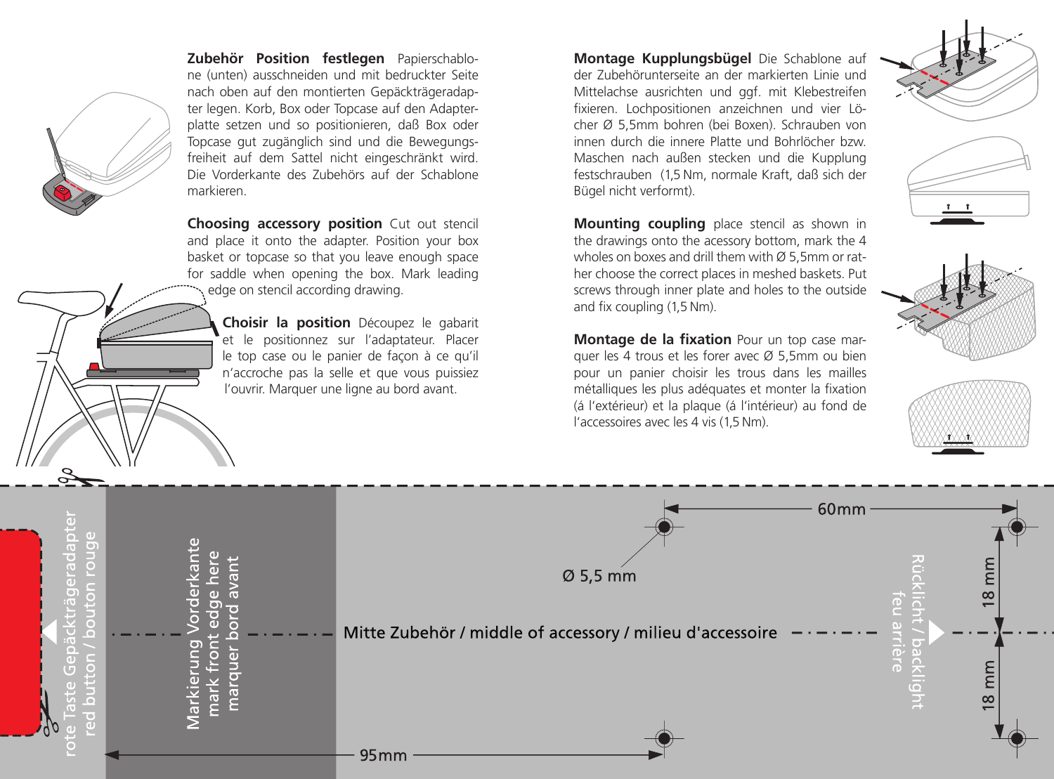**Zubehör Position festlegen** Papierschablone (unten) ausschneiden und mit bedruckter Seite nach oben auf den montierten Gepäckträgeradapter legen. Korb, Box oder Topcase auf den Adapterplatte setzen und so positionieren, daß Box oder Topcase gut zugänglich sind und die Bewegungsfreiheit auf dem Sattel nicht eingeschränkt wird. Die Vorderkante des Zubehörs auf der Schablone markieren.

**Choosing accessory position** Cut out stencil and place it onto the adapter. Position your box basket or topcase so that you leave enough space for saddle when opening the box. Mark leading edge on stencil according drawing.

**Choisir la position** Découpez le gabarit et le positionnez sur l'adaptateur. Placer le top case ou le panier de façon à ce qu'il n'accroche pas la selle et que vous puissiez l'ouvrir. Marquer une ligne au bord avant.

**Montage Kupplungsbügel** Die Schablone auf der Zubehörunterseite an der markierten Linie und Mittelachse ausrichten und ggf. mit Klebestreifen fixieren. Lochpositionen anzeichnen und vier Löcher Ø 5,5mm bohren (bei Boxen). Schrauben von innen durch die innere Platte und Bohrlöcher bzw. Maschen nach außen stecken und die Kupplung festschrauben (1,5 Nm, normale Kraft, daß sich der Bügel nicht verformt).

**Mounting coupling** place stencil as shown in the drawings onto the acessory bottom, mark the 4 wholes on boxes and drill them with Ø 5,5mm or rather choose the correct places in meshed baskets. Put screws through inner plate and holes to the outside and fix coupling (1,5 Nm).

**Montage de la fixation** Pour un top case marquer les 4 trous et les forer avec Ø 5,5mm ou bien pour un panier choisir les trous dans les mailles métalliques les plus adéquates et monter la fixation (á l'extérieur) et la plaque (á l'intérieur) au fond de l'accessoires avec les 4 vis (1,5 Nm).

rote Taste Gepäckträgeradapter
red button / bouton rouge

Markierung Vorderkante
mark front edge here
marquer bord avant

60mm

Ø 5,5 mm

Mitte Zubehör / middle of accessory / milieu d'accessoire

Rücklicht / backlight
feu arrière

18 mm

18 mm

95mm